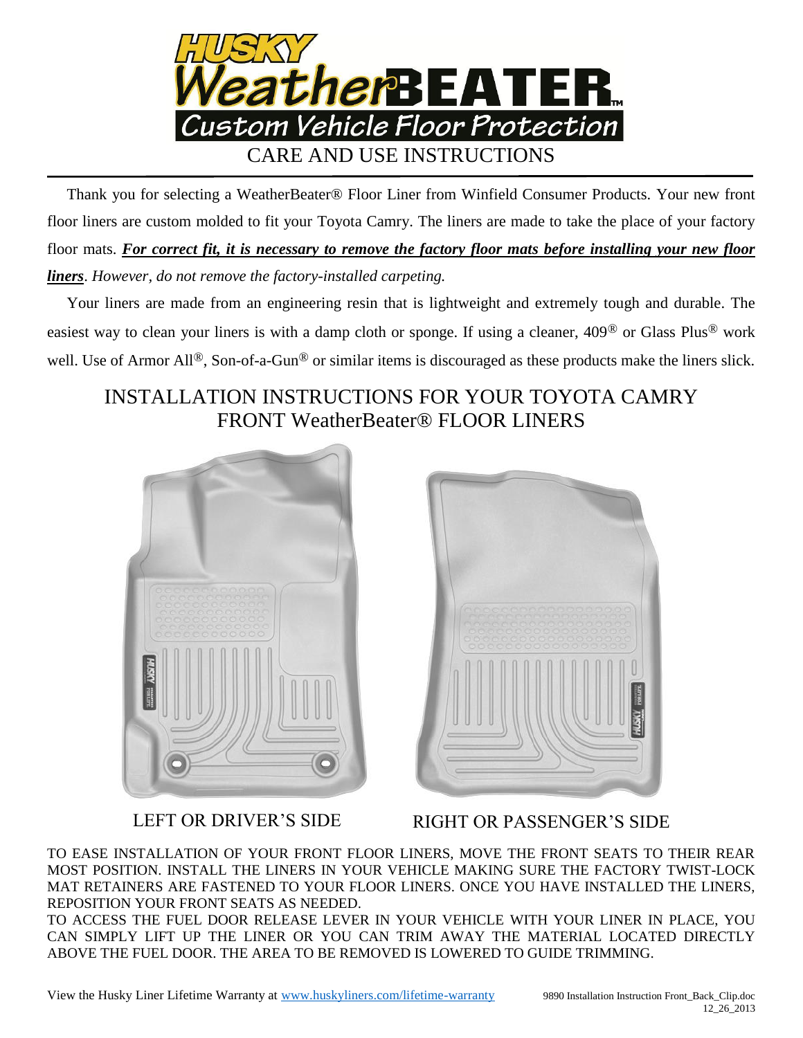# HUSKY WeatherBEATER™

## Custom Vehicle Floor Protection

## CARE AND USE INSTRUCTIONS

Thank you for selecting a WeatherBeater® Floor Liner from Winfield Consumer Products. Your new front floor liners are custom molded to fit your Toyota Camry. The liners are made to take the place of your factory floor mats. ***For correct fit, it is necessary to remove the factory floor mats before installing your new floor liners***. *However, do not remove the factory-installed carpeting.*

Your liners are made from an engineering resin that is lightweight and extremely tough and durable. The easiest way to clean your liners is with a damp cloth or sponge. If using a cleaner, 409® or Glass Plus® work well. Use of Armor All®, Son-of-a-Gun® or similar items is discouraged as these products make the liners slick.

## INSTALLATION INSTRUCTIONS FOR YOUR TOYOTA CAMRY FRONT WeatherBeater® FLOOR LINERS

LEFT OR DRIVER'S SIDE

RIGHT OR PASSENGER'S SIDE

TO EASE INSTALLATION OF YOUR FRONT FLOOR LINERS, MOVE THE FRONT SEATS TO THEIR REAR MOST POSITION. INSTALL THE LINERS IN YOUR VEHICLE MAKING SURE THE FACTORY TWIST-LOCK MAT RETAINERS ARE FASTENED TO YOUR FLOOR LINERS. ONCE YOU HAVE INSTALLED THE LINERS, REPOSITION YOUR FRONT SEATS AS NEEDED.

TO ACCESS THE FUEL DOOR RELEASE LEVER IN YOUR VEHICLE WITH YOUR LINER IN PLACE, YOU CAN SIMPLY LIFT UP THE LINER OR YOU CAN TRIM AWAY THE MATERIAL LOCATED DIRECTLY ABOVE THE FUEL DOOR. THE AREA TO BE REMOVED IS LOWERED TO GUIDE TRIMMING.

View the Husky Liner Lifetime Warranty at www.huskyliners.com/lifetime-warranty

9890 Installation Instruction Front_Back_Clip.doc
12_26_2013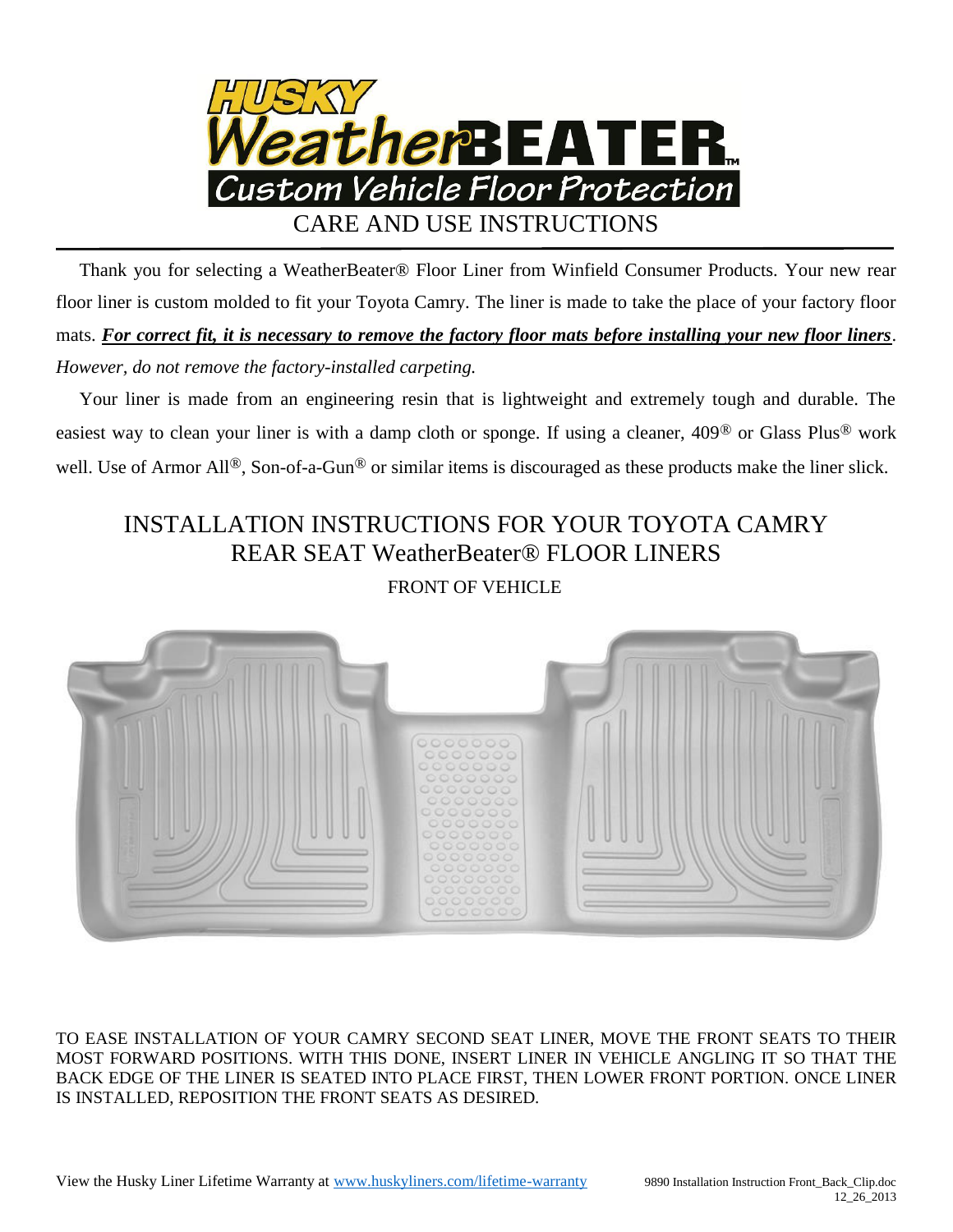# HUSKY WeatherBEATER™

## Custom Vehicle Floor Protection

CARE AND USE INSTRUCTIONS

Thank you for selecting a WeatherBeater® Floor Liner from Winfield Consumer Products. Your new rear floor liner is custom molded to fit your Toyota Camry. The liner is made to take the place of your factory floor mats. ***For correct fit, it is necessary to remove the factory floor mats before installing your new floor liners***. *However, do not remove the factory-installed carpeting.*

Your liner is made from an engineering resin that is lightweight and extremely tough and durable. The easiest way to clean your liner is with a damp cloth or sponge. If using a cleaner, 409® or Glass Plus® work well. Use of Armor All®, Son-of-a-Gun® or similar items is discouraged as these products make the liner slick.

## INSTALLATION INSTRUCTIONS FOR YOUR TOYOTA CAMRY REAR SEAT WeatherBeater® FLOOR LINERS

FRONT OF VEHICLE

TO EASE INSTALLATION OF YOUR CAMRY SECOND SEAT LINER, MOVE THE FRONT SEATS TO THEIR MOST FORWARD POSITIONS. WITH THIS DONE, INSERT LINER IN VEHICLE ANGLING IT SO THAT THE BACK EDGE OF THE LINER IS SEATED INTO PLACE FIRST, THEN LOWER FRONT PORTION. ONCE LINER IS INSTALLED, REPOSITION THE FRONT SEATS AS DESIRED.

View the Husky Liner Lifetime Warranty at [www.huskyliners.com/lifetime-warranty](http://www.huskyliners.com/lifetime-warranty)

9890 Installation Instruction Front_Back_Clip.doc
12_26_2013